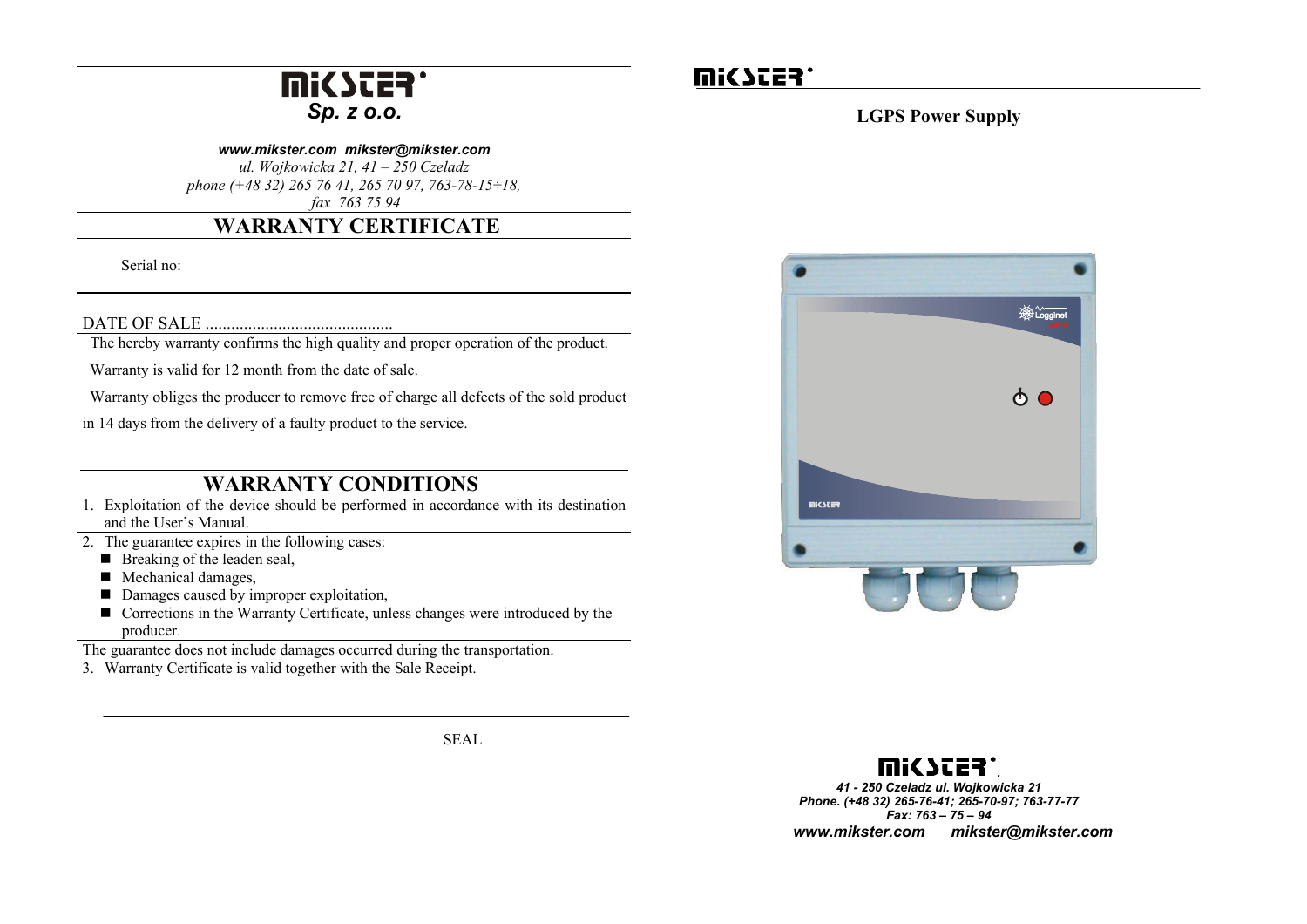# MIKSTER

**_Sp. z o.o._**

***www.mikster.com mikster@mikster.com***

*ul. Wojkowicka 21, 41 – 250 Czeladz*

*phone (+48 32) 265 76 41, 265 70 97, 763-78-15÷18,*

*fax 763 75 94*

## WARRANTY CERTIFICATE

Serial no:

DATE OF SALE ............................................

The hereby warranty confirms the high quality and proper operation of the product.

Warranty is valid for 12 month from the date of sale.

Warranty obliges the producer to remove free of charge all defects of the sold product in 14 days from the delivery of a faulty product to the service.

## WARRANTY CONDITIONS

1. Exploitation of the device should be performed in accordance with its destination and the User's Manual.
2. The guarantee expires in the following cases:
   - Breaking of the leaden seal,
   - Mechanical damages,
   - Damages caused by improper exploitation,
   - Corrections in the Warranty Certificate, unless changes were introduced by the producer.

The guarantee does not include damages occurred during the transportation.

3. Warranty Certificate is valid together with the Sale Receipt.

SEAL

# MIKSTER

## LGPS Power Supply

**MIKSTER**

***41 - 250 Czeladz ul. Wojkowicka 21***

***Phone. (+48 32) 265-76-41; 265-70-97; 763-77-77***

***Fax: 763 – 75 – 94***

***www.mikster.com mikster@mikster.com***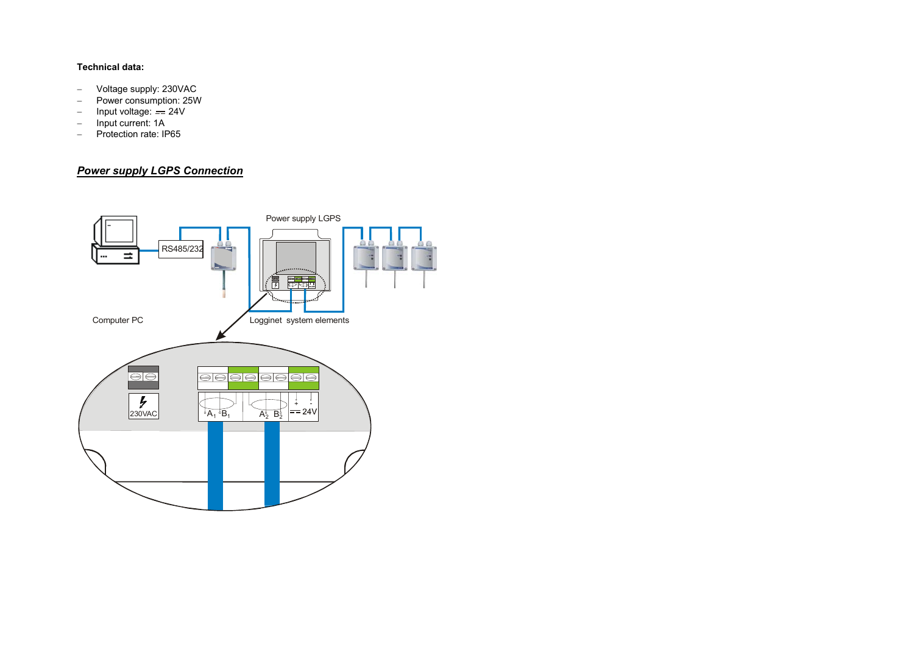**Technical data:**

- Voltage supply: 230VAC
- Power consumption: 25W
- Input voltage: ⎓ 24V
- Input current: 1A
- Protection rate: IP65

***Power supply LGPS Connection***

Power supply LGPS

RS485/232

Computer PC

Logginet system elements

230VAC

$A_1$ $B_1$

$A_2$ $B_2$

\+ -

⎓ 24V